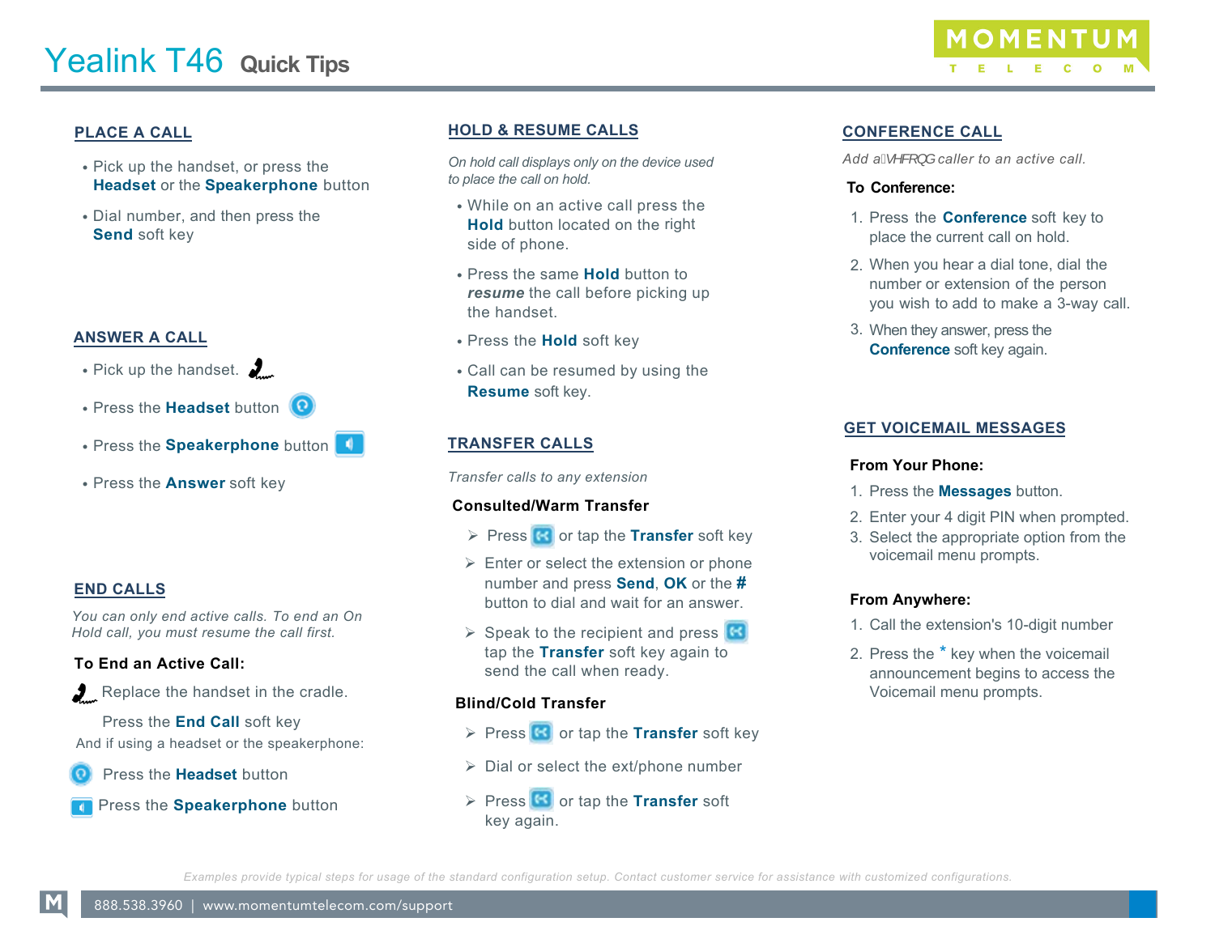# Yealink T46 Quick Tips

MOMENTUM TELECOM

## PLACE A CALL

- Pick up the handset, or press the **Headset** or the **Speakerphone** button
- Dial number, and then press the **Send** soft key

## ANSWER A CALL

- Pick up the handset.
- Press the **Headset** button
- Press the **Speakerphone** button
- Press the **Answer** soft key

## END CALLS

*You can only end active calls. To end an On Hold call, you must resume the call first.*

**To End an Active Call:**

Replace the handset in the cradle.

Press the **End Call** soft key

And if using a headset or the speakerphone:

Press the **Headset** button

Press the **Speakerphone** button

## HOLD & RESUME CALLS

*On hold call displays only on the device used to place the call on hold.*

- While on an active call press the **Hold** button located on the right side of phone.
- Press the same **Hold** button to ***resume*** the call before picking up the handset.
- Press the **Hold** soft key
- Call can be resumed by using the **Resume** soft key.

## TRANSFER CALLS

*Transfer calls to any extension*

**Consulted/Warm Transfer**

- Press or tap the **Transfer** soft key
- Enter or select the extension or phone number and press **Send**, **OK** or the **#** button to dial and wait for an answer.
- Speak to the recipient and press tap the **Transfer** soft key again to send the call when ready.

**Blind/Cold Transfer**

- Press or tap the **Transfer** soft key
- Dial or select the ext/phone number
- Press or tap the **Transfer** soft key again.

## CONFERENCE CALL

*Add a second caller to an active call.*

**To Conference:**

1. Press the **Conference** soft key to place the current call on hold.
2. When you hear a dial tone, dial the number or extension of the person you wish to add to make a 3-way call.
3. When they answer, press the **Conference** soft key again.

## GET VOICEMAIL MESSAGES

**From Your Phone:**

1. Press the **Messages** button.
2. Enter your 4 digit PIN when prompted.
3. Select the appropriate option from the voicemail menu prompts.

**From Anywhere:**

1. Call the extension's 10-digit number
2. Press the * key when the voicemail announcement begins to access the Voicemail menu prompts.

*Examples provide typical steps for usage of the standard configuration setup. Contact customer service for assistance with customized configurations.*

888.538.3960 | www.momentumtelecom.com/support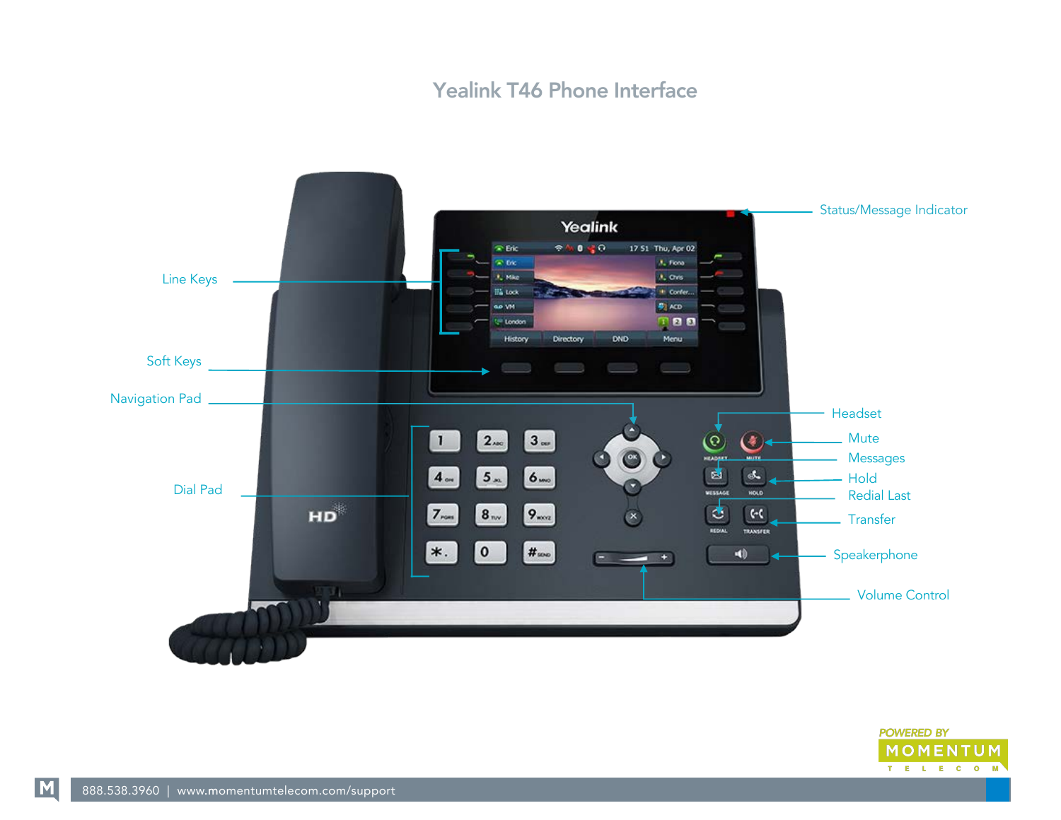# Yealink T46 Phone Interface

Line Keys

Soft Keys

Navigation Pad

Dial Pad

Status/Message Indicator

Headset

Mute

Messages

Hold

Redial Last

Transfer

Speakerphone

Volume Control

POWERED BY MOMENTUM TELECOM

888.538.3960 | www.momentumtelecom.com/support